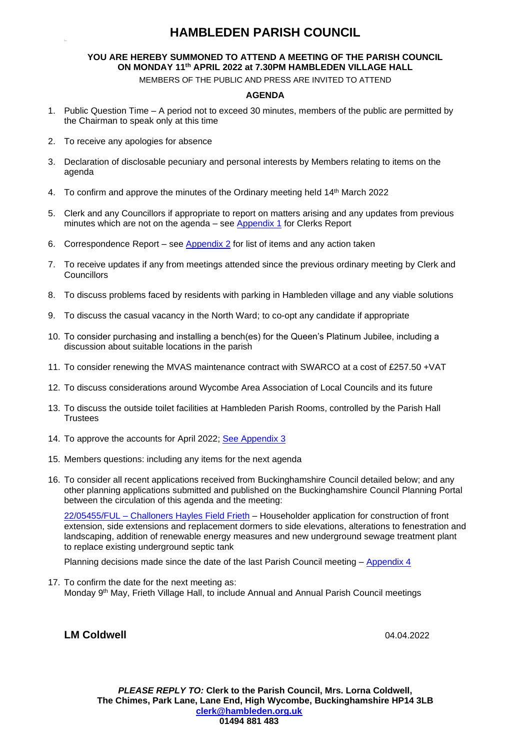# HAMBLEDEN PARISH COUNCIL

**YOU ARE HEREBY SUMMONED TO ATTEND A MEETING OF THE PARISH COUNCIL ON MONDAY 11th APRIL 2022 at 7.30PM HAMBLEDEN VILLAGE HALL**

MEMBERS OF THE PUBLIC AND PRESS ARE INVITED TO ATTEND

**AGENDA**

1. Public Question Time – A period not to exceed 30 minutes, members of the public are permitted by the Chairman to speak only at this time
2. To receive any apologies for absence
3. Declaration of disclosable pecuniary and personal interests by Members relating to items on the agenda
4. To confirm and approve the minutes of the Ordinary meeting held 14th March 2022
5. Clerk and any Councillors if appropriate to report on matters arising and any updates from previous minutes which are not on the agenda – see Appendix 1 for Clerks Report
6. Correspondence Report – see Appendix 2 for list of items and any action taken
7. To receive updates if any from meetings attended since the previous ordinary meeting by Clerk and Councillors
8. To discuss problems faced by residents with parking in Hambleden village and any viable solutions
9. To discuss the casual vacancy in the North Ward; to co-opt any candidate if appropriate
10. To consider purchasing and installing a bench(es) for the Queen's Platinum Jubilee, including a discussion about suitable locations in the parish
11. To consider renewing the MVAS maintenance contract with SWARCO at a cost of £257.50 +VAT
12. To discuss considerations around Wycombe Area Association of Local Councils and its future
13. To discuss the outside toilet facilities at Hambleden Parish Rooms, controlled by the Parish Hall Trustees
14. To approve the accounts for April 2022; See Appendix 3
15. Members questions: including any items for the next agenda
16. To consider all recent applications received from Buckinghamshire Council detailed below; and any other planning applications submitted and published on the Buckinghamshire Council Planning Portal between the circulation of this agenda and the meeting:

    22/05455/FUL – Challoners Hayles Field Frieth – Householder application for construction of front extension, side extensions and replacement dormers to side elevations, alterations to fenestration and landscaping, addition of renewable energy measures and new underground sewage treatment plant to replace existing underground septic tank

    Planning decisions made since the date of the last Parish Council meeting – Appendix 4

17. To confirm the date for the next meeting as:
    Monday 9th May, Frieth Village Hall, to include Annual and Annual Parish Council meetings

**LM Coldwell** 04.04.2022

***PLEASE REPLY TO:*** **Clerk to the Parish Council, Mrs. Lorna Coldwell, The Chimes, Park Lane, Lane End, High Wycombe, Buckinghamshire HP14 3LB**
**clerk@hambleden.org.uk**
**01494 881 483**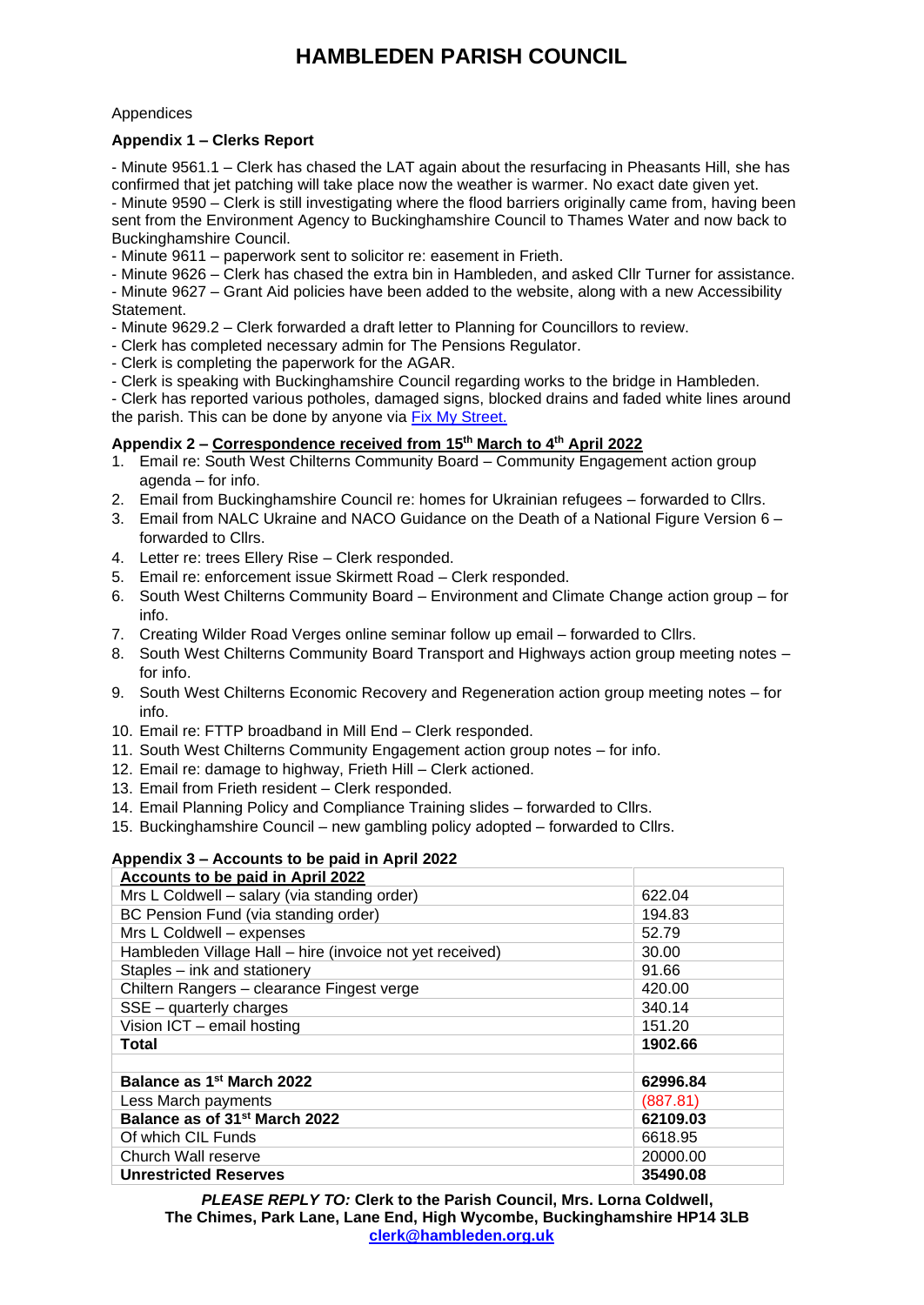# HAMBLEDEN PARISH COUNCIL

Appendices

**Appendix 1 – Clerks Report**

- Minute 9561.1 – Clerk has chased the LAT again about the resurfacing in Pheasants Hill, she has confirmed that jet patching will take place now the weather is warmer. No exact date given yet.
- Minute 9590 – Clerk is still investigating where the flood barriers originally came from, having been sent from the Environment Agency to Buckinghamshire Council to Thames Water and now back to Buckinghamshire Council.
- Minute 9611 – paperwork sent to solicitor re: easement in Frieth.
- Minute 9626 – Clerk has chased the extra bin in Hambleden, and asked Cllr Turner for assistance.
- Minute 9627 – Grant Aid policies have been added to the website, along with a new Accessibility Statement.
- Minute 9629.2 – Clerk forwarded a draft letter to Planning for Councillors to review.
- Clerk has completed necessary admin for The Pensions Regulator.
- Clerk is completing the paperwork for the AGAR.
- Clerk is speaking with Buckinghamshire Council regarding works to the bridge in Hambleden.
- Clerk has reported various potholes, damaged signs, blocked drains and faded white lines around the parish. This can be done by anyone via [Fix My Street.]

**Appendix 2 – Correspondence received from 15th March to 4th April 2022**

1. Email re: South West Chilterns Community Board – Community Engagement action group agenda – for info.
2. Email from Buckinghamshire Council re: homes for Ukrainian refugees – forwarded to Cllrs.
3. Email from NALC Ukraine and NACO Guidance on the Death of a National Figure Version 6 – forwarded to Cllrs.
4. Letter re: trees Ellery Rise – Clerk responded.
5. Email re: enforcement issue Skirmett Road – Clerk responded.
6. South West Chilterns Community Board – Environment and Climate Change action group – for info.
7. Creating Wilder Road Verges online seminar follow up email – forwarded to Cllrs.
8. South West Chilterns Community Board Transport and Highways action group meeting notes – for info.
9. South West Chilterns Economic Recovery and Regeneration action group meeting notes – for info.
10. Email re: FTTP broadband in Mill End – Clerk responded.
11. South West Chilterns Community Engagement action group notes – for info.
12. Email re: damage to highway, Frieth Hill – Clerk actioned.
13. Email from Frieth resident – Clerk responded.
14. Email Planning Policy and Compliance Training slides – forwarded to Cllrs.
15. Buckinghamshire Council – new gambling policy adopted – forwarded to Cllrs.

**Appendix 3 – Accounts to be paid in April 2022**

| **Accounts to be paid in April 2022** | |
|---|---|
| Mrs L Coldwell – salary (via standing order) | 622.04 |
| BC Pension Fund (via standing order) | 194.83 |
| Mrs L Coldwell – expenses | 52.79 |
| Hambleden Village Hall – hire (invoice not yet received) | 30.00 |
| Staples – ink and stationery | 91.66 |
| Chiltern Rangers – clearance Fingest verge | 420.00 |
| SSE – quarterly charges | 340.14 |
| Vision ICT – email hosting | 151.20 |
| **Total** | **1902.66** |
| | |
| **Balance as 1st March 2022** | **62996.84** |
| Less March payments | (887.81) |
| **Balance as of 31st March 2022** | **62109.03** |
| Of which CIL Funds | 6618.95 |
| Church Wall reserve | 20000.00 |
| **Unrestricted Reserves** | **35490.08** |

***PLEASE REPLY TO:*** **Clerk to the Parish Council, Mrs. Lorna Coldwell, The Chimes, Park Lane, Lane End, High Wycombe, Buckinghamshire HP14 3LB [clerk@hambleden.org.uk]**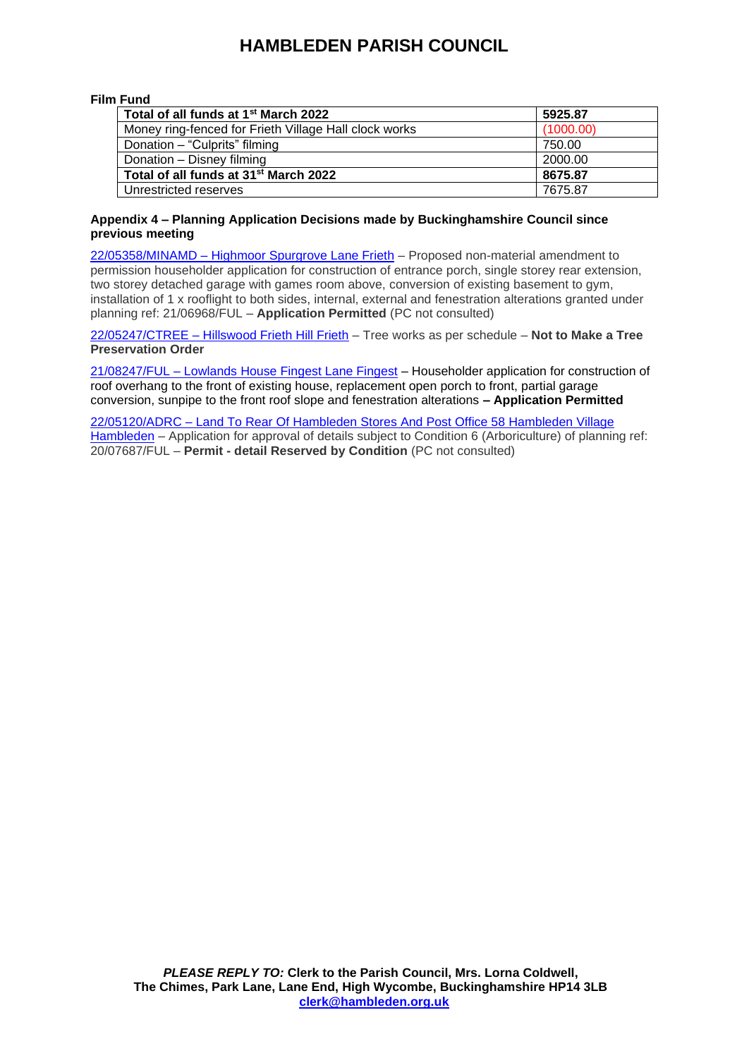**Film Fund**

| | |
|---|---|
| **Total of all funds at 1st March 2022** | **5925.87** |
| Money ring-fenced for Frieth Village Hall clock works | (1000.00) |
| Donation – "Culprits" filming | 750.00 |
| Donation – Disney filming | 2000.00 |
| **Total of all funds at 31st March 2022** | **8675.87** |
| Unrestricted reserves | 7675.87 |

**Appendix 4 – Planning Application Decisions made by Buckinghamshire Council since previous meeting**

22/05358/MINAMD – Highmoor Spurgrove Lane Frieth – Proposed non-material amendment to permission householder application for construction of entrance porch, single storey rear extension, two storey detached garage with games room above, conversion of existing basement to gym, installation of 1 x rooflight to both sides, internal, external and fenestration alterations granted under planning ref: 21/06968/FUL – **Application Permitted** (PC not consulted)

22/05247/CTREE – Hillswood Frieth Hill Frieth – Tree works as per schedule – **Not to Make a Tree Preservation Order**

21/08247/FUL – Lowlands House Fingest Lane Fingest – Householder application for construction of roof overhang to the front of existing house, replacement open porch to front, partial garage conversion, sunpipe to the front roof slope and fenestration alterations **– Application Permitted**

22/05120/ADRC – Land To Rear Of Hambleden Stores And Post Office 58 Hambleden Village Hambleden – Application for approval of details subject to Condition 6 (Arboriculture) of planning ref: 20/07687/FUL – **Permit - detail Reserved by Condition** (PC not consulted)

***PLEASE REPLY TO:*** **Clerk to the Parish Council, Mrs. Lorna Coldwell, The Chimes, Park Lane, Lane End, High Wycombe, Buckinghamshire HP14 3LB clerk@hambleden.org.uk**